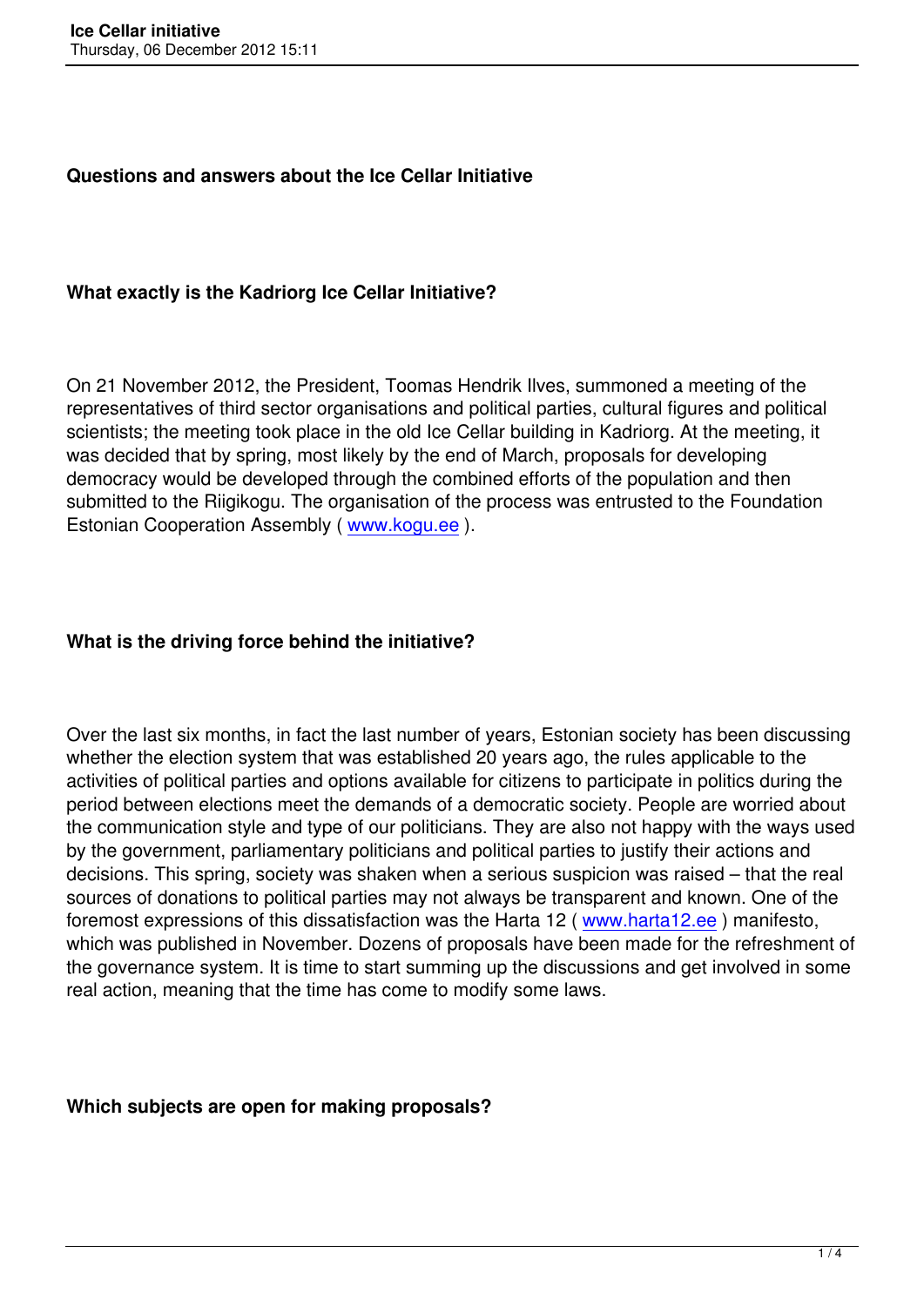## Questions and answers about the Ice Cellar Initiative

### What exactly is the Kadriorg Ice Cellar Initiative?

On 21 November 2012, the President, Toomas Hendrik Ilves, summoned a meeting of the representatives of third sector organisations and political parties, cultural figures and political scientists; the meeting took place in the old Ice Cellar building in Kadriorg. At the meeting, it was decided that by spring, most likely by the end of March, proposals for developing democracy would be developed through the combined efforts of the population and then submitted to the Riigikogu. The organisation of the process was entrusted to the Foundation Estonian Cooperation Assembly ( www.kogu.ee ).

### What is the driving force behind the initiative?

Over the last six months, in fact the last number of years, Estonian society has been discussing whether the election system that was established 20 years ago, the rules applicable to the activities of political parties and options available for citizens to participate in politics during the period between elections meet the demands of a democratic society. People are worried about the communication style and type of our politicians. They are also not happy with the ways used by the government, parliamentary politicians and political parties to justify their actions and decisions. This spring, society was shaken when a serious suspicion was raised – that the real sources of donations to political parties may not always be transparent and known. One of the foremost expressions of this dissatisfaction was the Harta 12 ( www.harta12.ee ) manifesto, which was published in November. Dozens of proposals have been made for the refreshment of the governance system. It is time to start summing up the discussions and get involved in some real action, meaning that the time has come to modify some laws.

### Which subjects are open for making proposals?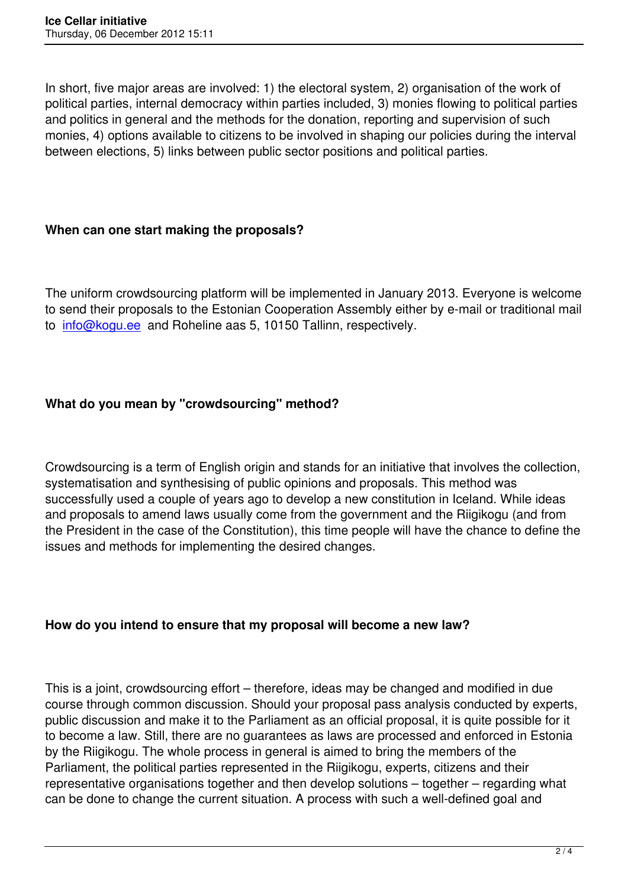In short, five major areas are involved: 1) the electoral system, 2) organisation of the work of political parties, internal democracy within parties included, 3) monies flowing to political parties and politics in general and the methods for the donation, reporting and supervision of such monies, 4) options available to citizens to be involved in shaping our policies during the interval between elections, 5) links between public sector positions and political parties.

**When can one start making the proposals?**

The uniform crowdsourcing platform will be implemented in January 2013. Everyone is welcome to send their proposals to the Estonian Cooperation Assembly either by e-mail or traditional mail to [info@kogu.ee](mailto:info@kogu.ee) and Roheline aas 5, 10150 Tallinn, respectively.

**What do you mean by "crowdsourcing" method?**

Crowdsourcing is a term of English origin and stands for an initiative that involves the collection, systematisation and synthesising of public opinions and proposals. This method was successfully used a couple of years ago to develop a new constitution in Iceland. While ideas and proposals to amend laws usually come from the government and the Riigikogu (and from the President in the case of the Constitution), this time people will have the chance to define the issues and methods for implementing the desired changes.

**How do you intend to ensure that my proposal will become a new law?**

This is a joint, crowdsourcing effort – therefore, ideas may be changed and modified in due course through common discussion. Should your proposal pass analysis conducted by experts, public discussion and make it to the Parliament as an official proposal, it is quite possible for it to become a law. Still, there are no guarantees as laws are processed and enforced in Estonia by the Riigikogu. The whole process in general is aimed to bring the members of the Parliament, the political parties represented in the Riigikogu, experts, citizens and their representative organisations together and then develop solutions – together – regarding what can be done to change the current situation. A process with such a well-defined goal and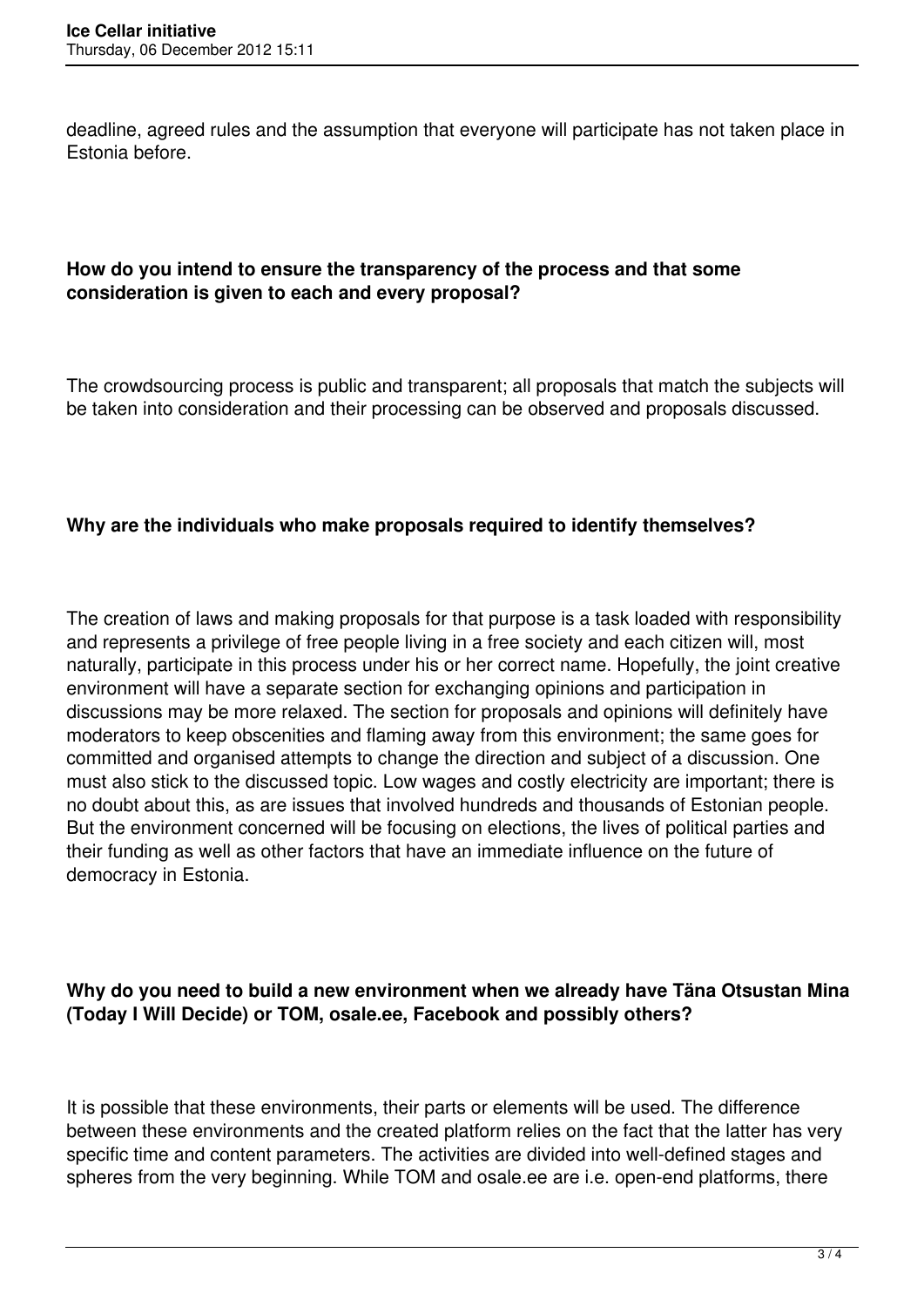deadline, agreed rules and the assumption that everyone will participate has not taken place in Estonia before.

**How do you intend to ensure the transparency of the process and that some consideration is given to each and every proposal?**

The crowdsourcing process is public and transparent; all proposals that match the subjects will be taken into consideration and their processing can be observed and proposals discussed.

**Why are the individuals who make proposals required to identify themselves?**

The creation of laws and making proposals for that purpose is a task loaded with responsibility and represents a privilege of free people living in a free society and each citizen will, most naturally, participate in this process under his or her correct name. Hopefully, the joint creative environment will have a separate section for exchanging opinions and participation in discussions may be more relaxed. The section for proposals and opinions will definitely have moderators to keep obscenities and flaming away from this environment; the same goes for committed and organised attempts to change the direction and subject of a discussion. One must also stick to the discussed topic. Low wages and costly electricity are important; there is no doubt about this, as are issues that involved hundreds and thousands of Estonian people. But the environment concerned will be focusing on elections, the lives of political parties and their funding as well as other factors that have an immediate influence on the future of democracy in Estonia.

**Why do you need to build a new environment when we already have Täna Otsustan Mina (Today I Will Decide) or TOM, osale.ee, Facebook and possibly others?**

It is possible that these environments, their parts or elements will be used. The difference between these environments and the created platform relies on the fact that the latter has very specific time and content parameters. The activities are divided into well-defined stages and spheres from the very beginning. While TOM and osale.ee are i.e. open-end platforms, there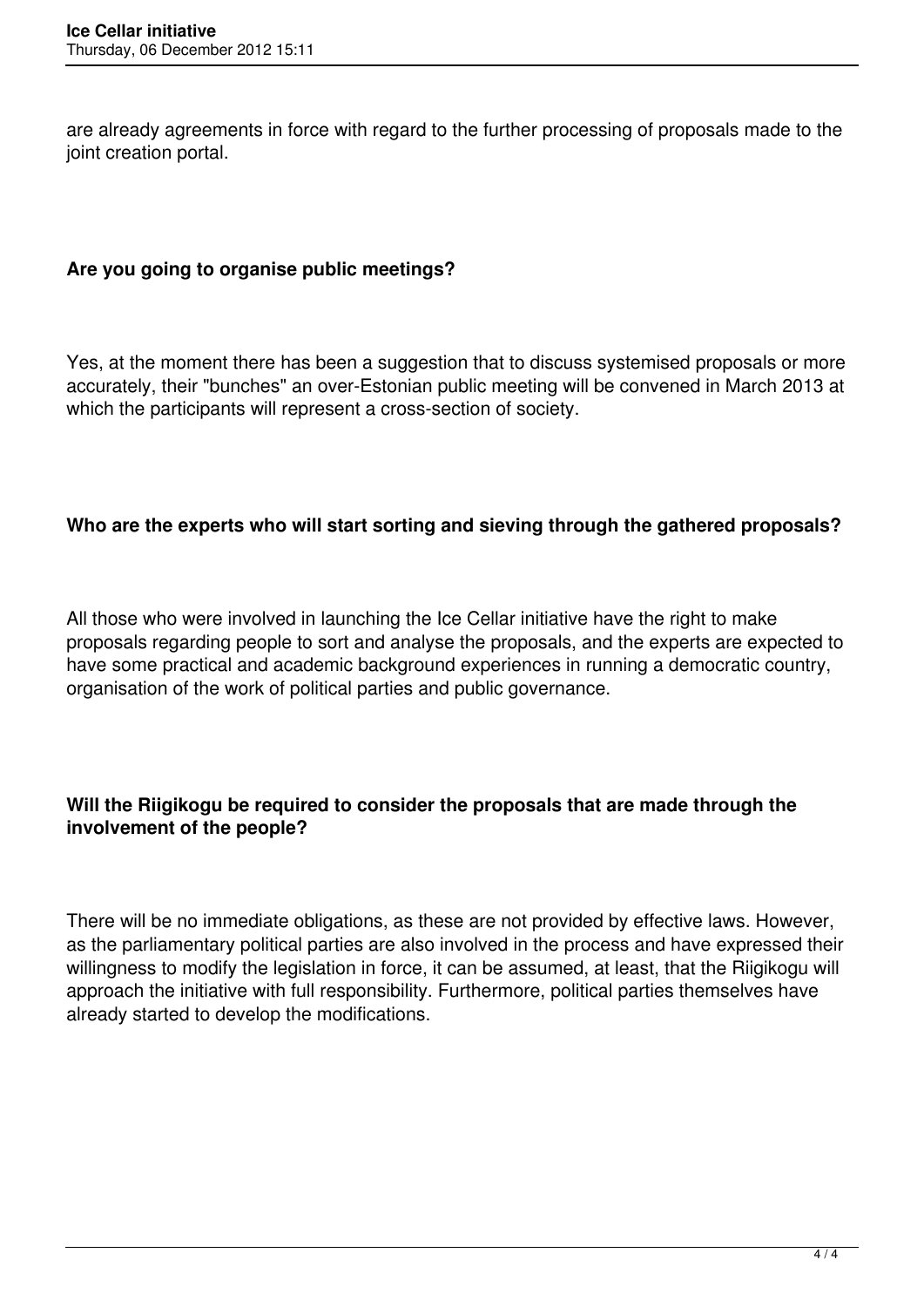are already agreements in force with regard to the further processing of proposals made to the joint creation portal.

**Are you going to organise public meetings?**

Yes, at the moment there has been a suggestion that to discuss systemised proposals or more accurately, their "bunches" an over-Estonian public meeting will be convened in March 2013 at which the participants will represent a cross-section of society.

**Who are the experts who will start sorting and sieving through the gathered proposals?**

All those who were involved in launching the Ice Cellar initiative have the right to make proposals regarding people to sort and analyse the proposals, and the experts are expected to have some practical and academic background experiences in running a democratic country, organisation of the work of political parties and public governance.

**Will the Riigikogu be required to consider the proposals that are made through the involvement of the people?**

There will be no immediate obligations, as these are not provided by effective laws. However, as the parliamentary political parties are also involved in the process and have expressed their willingness to modify the legislation in force, it can be assumed, at least, that the Riigikogu will approach the initiative with full responsibility. Furthermore, political parties themselves have already started to develop the modifications.